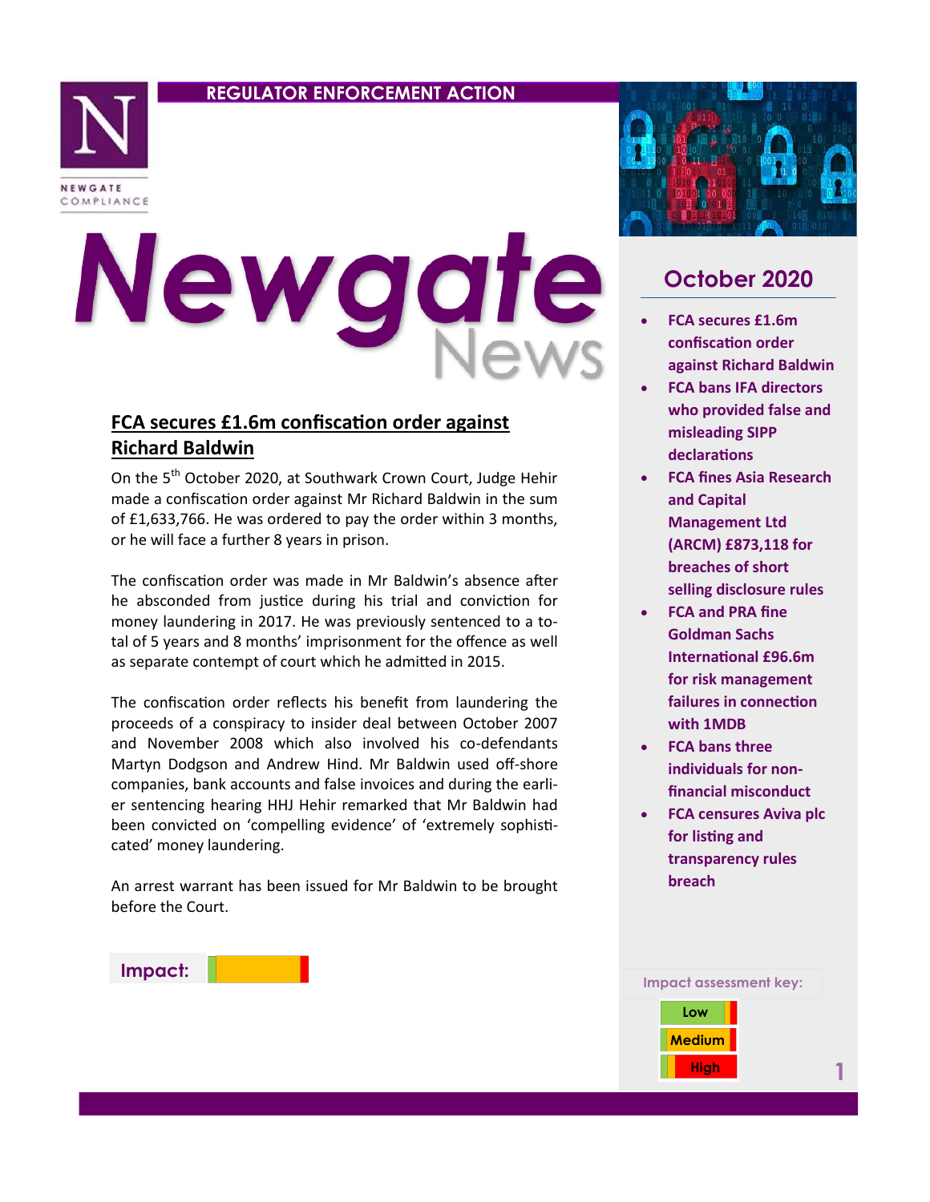**REGULATOR ENFORCEMENT ACTION**

NEWGATE COMPLIANCE

# Newgate News

## October 2020

- FCA secures £1.6m confiscation order against Richard Baldwin
- FCA bans IFA directors who provided false and misleading SIPP declarations
- FCA fines Asia Research and Capital Management Ltd (ARCM) £873,118 for breaches of short selling disclosure rules
- FCA and PRA fine Goldman Sachs International £96.6m for risk management failures in connection with 1MDB
- FCA bans three individuals for non-financial misconduct
- FCA censures Aviva plc for listing and transparency rules breach

## FCA secures £1.6m confiscation order against Richard Baldwin

On the 5th October 2020, at Southwark Crown Court, Judge Hehir made a confiscation order against Mr Richard Baldwin in the sum of £1,633,766. He was ordered to pay the order within 3 months, or he will face a further 8 years in prison.

The confiscation order was made in Mr Baldwin's absence after he absconded from justice during his trial and conviction for money laundering in 2017. He was previously sentenced to a total of 5 years and 8 months' imprisonment for the offence as well as separate contempt of court which he admitted in 2015.

The confiscation order reflects his benefit from laundering the proceeds of a conspiracy to insider deal between October 2007 and November 2008 which also involved his co-defendants Martyn Dodgson and Andrew Hind. Mr Baldwin used off-shore companies, bank accounts and false invoices and during the earlier sentencing hearing HHJ Hehir remarked that Mr Baldwin had been convicted on 'compelling evidence' of 'extremely sophisticated' money laundering.

An arrest warrant has been issued for Mr Baldwin to be brought before the Court.

**Impact:** Medium

Impact assessment key:

- Low
- Medium
- High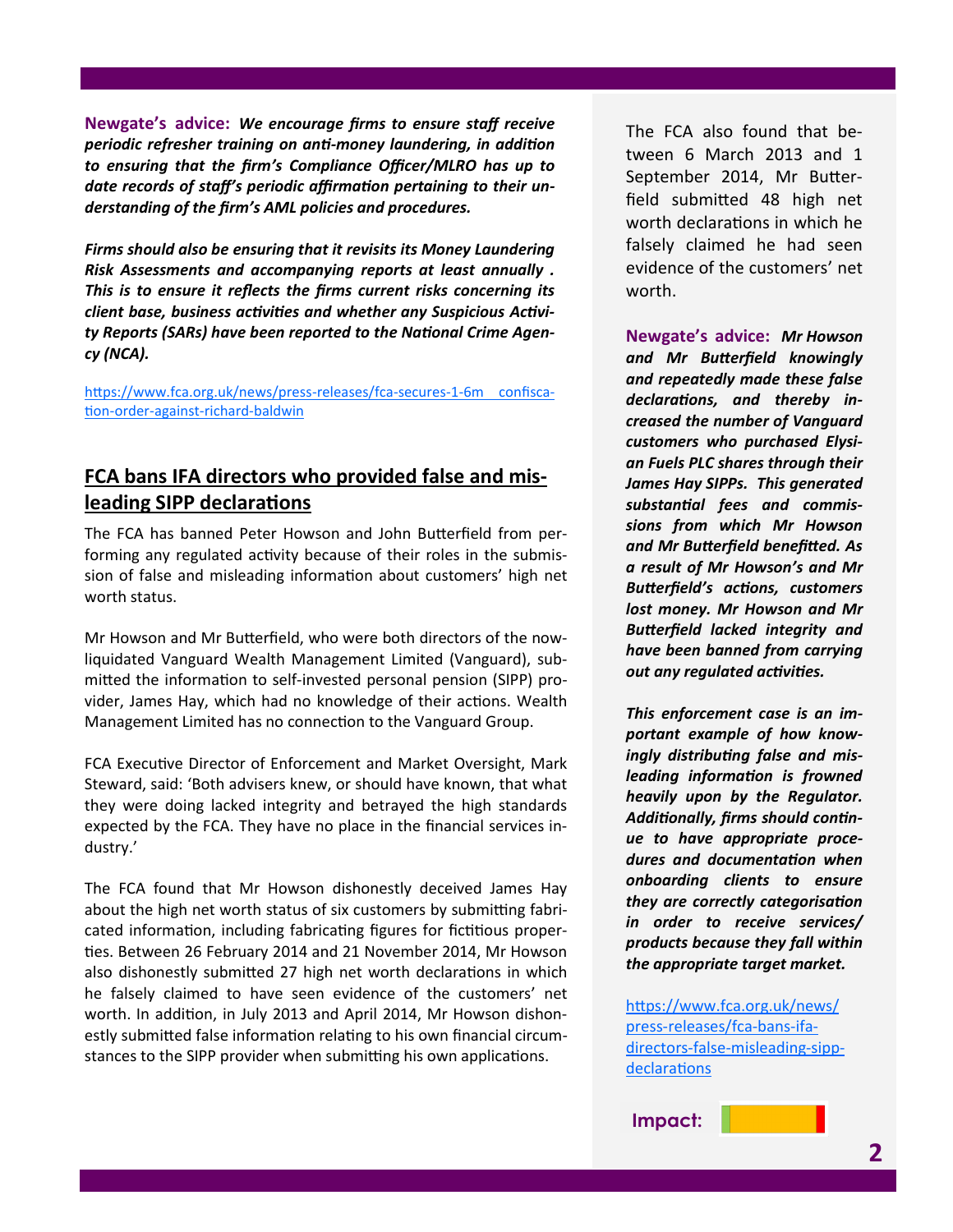**Newgate's advice:** ***We encourage firms to ensure staff receive periodic refresher training on anti-money laundering, in addition to ensuring that the firm's Compliance Officer/MLRO has up to date records of staff's periodic affirmation pertaining to their understanding of the firm's AML policies and procedures.***

***Firms should also be ensuring that it revisits its Money Laundering Risk Assessments and accompanying reports at least annually . This is to ensure it reflects the firms current risks concerning its client base, business activities and whether any Suspicious Activity Reports (SARs) have been reported to the National Crime Agency (NCA).***

https://www.fca.org.uk/news/press-releases/fca-secures-1-6m confiscation-order-against-richard-baldwin

## FCA bans IFA directors who provided false and misleading SIPP declarations

The FCA has banned Peter Howson and John Butterfield from performing any regulated activity because of their roles in the submission of false and misleading information about customers' high net worth status.

Mr Howson and Mr Butterfield, who were both directors of the now-liquidated Vanguard Wealth Management Limited (Vanguard), submitted the information to self-invested personal pension (SIPP) provider, James Hay, which had no knowledge of their actions. Wealth Management Limited has no connection to the Vanguard Group.

FCA Executive Director of Enforcement and Market Oversight, Mark Steward, said: 'Both advisers knew, or should have known, that what they were doing lacked integrity and betrayed the high standards expected by the FCA. They have no place in the financial services industry.'

The FCA found that Mr Howson dishonestly deceived James Hay about the high net worth status of six customers by submitting fabricated information, including fabricating figures for fictitious properties. Between 26 February 2014 and 21 November 2014, Mr Howson also dishonestly submitted 27 high net worth declarations in which he falsely claimed to have seen evidence of the customers' net worth. In addition, in July 2013 and April 2014, Mr Howson dishonestly submitted false information relating to his own financial circumstances to the SIPP provider when submitting his own applications.

The FCA also found that between 6 March 2013 and 1 September 2014, Mr Butterfield submitted 48 high net worth declarations in which he falsely claimed he had seen evidence of the customers' net worth.

**Newgate's advice:** ***Mr Howson and Mr Butterfield knowingly and repeatedly made these false declarations, and thereby increased the number of Vanguard customers who purchased Elysian Fuels PLC shares through their James Hay SIPPs. This generated substantial fees and commissions from which Mr Howson and Mr Butterfield benefitted. As a result of Mr Howson's and Mr Butterfield's actions, customers lost money. Mr Howson and Mr Butterfield lacked integrity and have been banned from carrying out any regulated activities.***

***This enforcement case is an important example of how knowingly distributing false and misleading information is frowned heavily upon by the Regulator. Additionally, firms should continue to have appropriate procedures and documentation when onboarding clients to ensure they are correctly categorisation in order to receive services/products because they fall within the appropriate target market.***

https://www.fca.org.uk/news/press-releases/fca-bans-ifa-directors-false-misleading-sipp-declarations

**Impact:**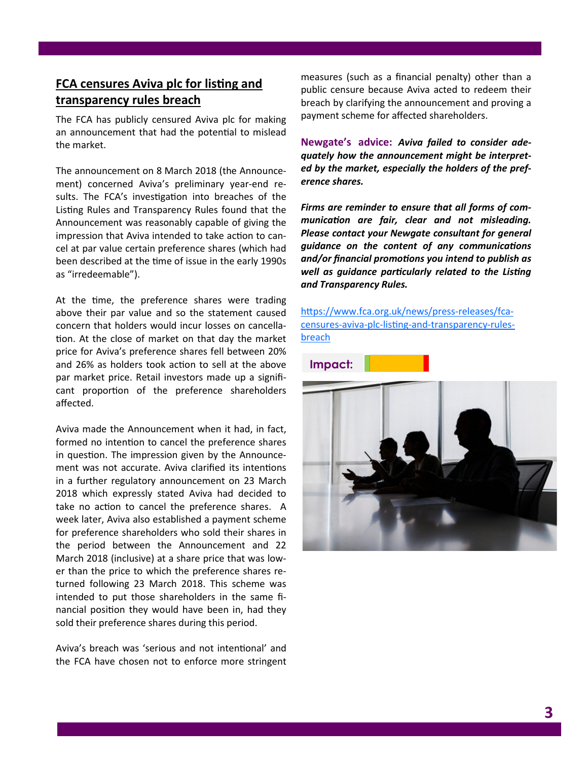## FCA censures Aviva plc for listing and transparency rules breach

The FCA has publicly censured Aviva plc for making an announcement that had the potential to mislead the market.

The announcement on 8 March 2018 (the Announcement) concerned Aviva's preliminary year-end results. The FCA's investigation into breaches of the Listing Rules and Transparency Rules found that the Announcement was reasonably capable of giving the impression that Aviva intended to take action to cancel at par value certain preference shares (which had been described at the time of issue in the early 1990s as "irredeemable").

At the time, the preference shares were trading above their par value and so the statement caused concern that holders would incur losses on cancellation. At the close of market on that day the market price for Aviva's preference shares fell between 20% and 26% as holders took action to sell at the above par market price. Retail investors made up a significant proportion of the preference shareholders affected.

Aviva made the Announcement when it had, in fact, formed no intention to cancel the preference shares in question. The impression given by the Announcement was not accurate. Aviva clarified its intentions in a further regulatory announcement on 23 March 2018 which expressly stated Aviva had decided to take no action to cancel the preference shares. A week later, Aviva also established a payment scheme for preference shareholders who sold their shares in the period between the Announcement and 22 March 2018 (inclusive) at a share price that was lower than the price to which the preference shares returned following 23 March 2018. This scheme was intended to put those shareholders in the same financial position they would have been in, had they sold their preference shares during this period.

Aviva's breach was 'serious and not intentional' and the FCA have chosen not to enforce more stringent measures (such as a financial penalty) other than a public censure because Aviva acted to redeem their breach by clarifying the announcement and proving a payment scheme for affected shareholders.

**Newgate's advice:** ***Aviva failed to consider adequately how the announcement might be interpreted by the market, especially the holders of the preference shares.***

***Firms are reminder to ensure that all forms of communication are fair, clear and not misleading. Please contact your Newgate consultant for general guidance on the content of any communications and/or financial promotions you intend to publish as well as guidance particularly related to the Listing and Transparency Rules.***

https://www.fca.org.uk/news/press-releases/fca-censures-aviva-plc-listing-and-transparency-rules-breach

**Impact:**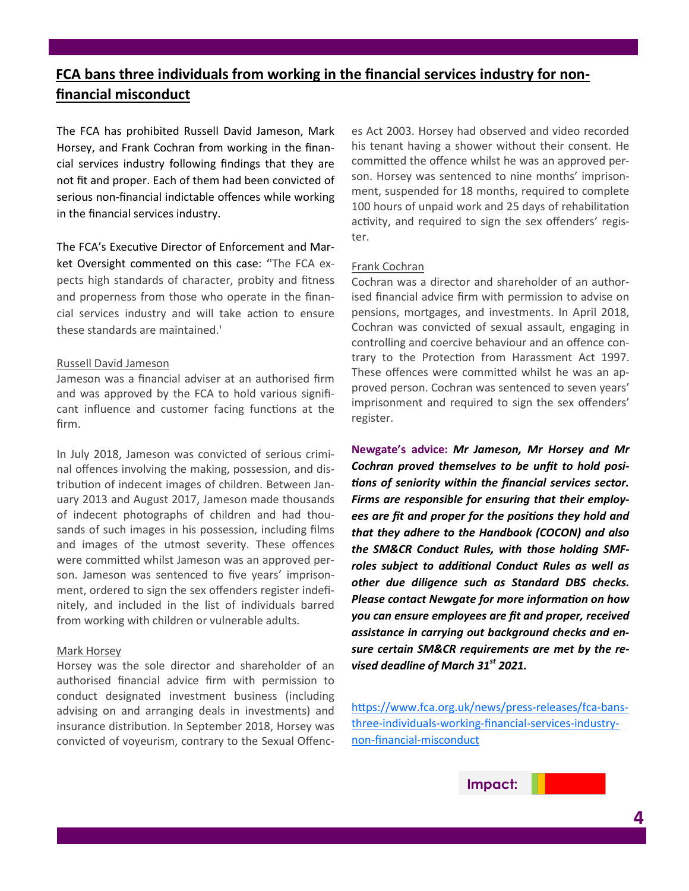## FCA bans three individuals from working in the financial services industry for non-financial misconduct

The FCA has prohibited Russell David Jameson, Mark Horsey, and Frank Cochran from working in the financial services industry following findings that they are not fit and proper. Each of them had been convicted of serious non-financial indictable offences while working in the financial services industry.

The FCA's Executive Director of Enforcement and Market Oversight commented on this case: ''The FCA expects high standards of character, probity and fitness and properness from those who operate in the financial services industry and will take action to ensure these standards are maintained.'

Russell David Jameson

Jameson was a financial adviser at an authorised firm and was approved by the FCA to hold various significant influence and customer facing functions at the firm.

In July 2018, Jameson was convicted of serious criminal offences involving the making, possession, and distribution of indecent images of children. Between January 2013 and August 2017, Jameson made thousands of indecent photographs of children and had thousands of such images in his possession, including films and images of the utmost severity. These offences were committed whilst Jameson was an approved person. Jameson was sentenced to five years' imprisonment, ordered to sign the sex offenders register indefinitely, and included in the list of individuals barred from working with children or vulnerable adults.

Mark Horsey

Horsey was the sole director and shareholder of an authorised financial advice firm with permission to conduct designated investment business (including advising on and arranging deals in investments) and insurance distribution. In September 2018, Horsey was convicted of voyeurism, contrary to the Sexual Offences Act 2003. Horsey had observed and video recorded his tenant having a shower without their consent. He committed the offence whilst he was an approved person. Horsey was sentenced to nine months' imprisonment, suspended for 18 months, required to complete 100 hours of unpaid work and 25 days of rehabilitation activity, and required to sign the sex offenders' register.

Frank Cochran

Cochran was a director and shareholder of an authorised financial advice firm with permission to advise on pensions, mortgages, and investments. In April 2018, Cochran was convicted of sexual assault, engaging in controlling and coercive behaviour and an offence contrary to the Protection from Harassment Act 1997. These offences were committed whilst he was an approved person. Cochran was sentenced to seven years' imprisonment and required to sign the sex offenders' register.

**Newgate's advice:** ***Mr Jameson, Mr Horsey and Mr Cochran proved themselves to be unfit to hold positions of seniority within the financial services sector. Firms are responsible for ensuring that their employees are fit and proper for the positions they hold and that they adhere to the Handbook (COCON) and also the SM&CR Conduct Rules, with those holding SMF-roles subject to additional Conduct Rules as well as other due diligence such as Standard DBS checks. Please contact Newgate for more information on how you can ensure employees are fit and proper, received assistance in carrying out background checks and ensure certain SM&CR requirements are met by the revised deadline of March 31st 2021.***

https://www.fca.org.uk/news/press-releases/fca-bans-three-individuals-working-financial-services-industry-non-financial-misconduct

**Impact:**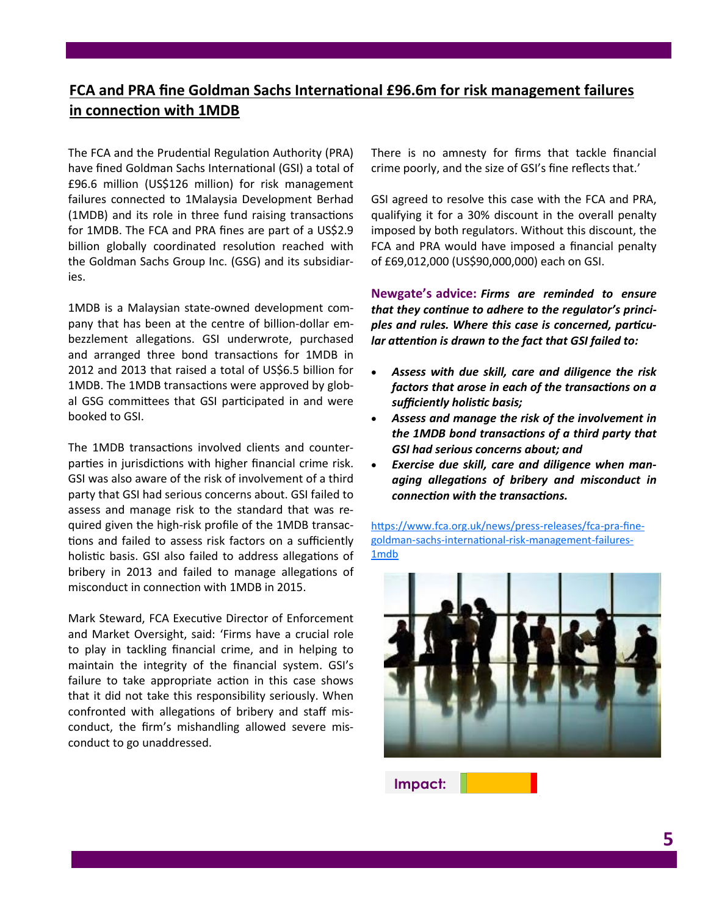## FCA and PRA fine Goldman Sachs International £96.6m for risk management failures in connection with 1MDB

The FCA and the Prudential Regulation Authority (PRA) have fined Goldman Sachs International (GSI) a total of £96.6 million (US$126 million) for risk management failures connected to 1Malaysia Development Berhad (1MDB) and its role in three fund raising transactions for 1MDB. The FCA and PRA fines are part of a US$2.9 billion globally coordinated resolution reached with the Goldman Sachs Group Inc. (GSG) and its subsidiaries.

1MDB is a Malaysian state-owned development company that has been at the centre of billion-dollar embezzlement allegations. GSI underwrote, purchased and arranged three bond transactions for 1MDB in 2012 and 2013 that raised a total of US$6.5 billion for 1MDB. The 1MDB transactions were approved by global GSG committees that GSI participated in and were booked to GSI.

The 1MDB transactions involved clients and counterparties in jurisdictions with higher financial crime risk. GSI was also aware of the risk of involvement of a third party that GSI had serious concerns about. GSI failed to assess and manage risk to the standard that was required given the high-risk profile of the 1MDB transactions and failed to assess risk factors on a sufficiently holistic basis. GSI also failed to address allegations of bribery in 2013 and failed to manage allegations of misconduct in connection with 1MDB in 2015.

Mark Steward, FCA Executive Director of Enforcement and Market Oversight, said: 'Firms have a crucial role to play in tackling financial crime, and in helping to maintain the integrity of the financial system. GSI's failure to take appropriate action in this case shows that it did not take this responsibility seriously. When confronted with allegations of bribery and staff misconduct, the firm's mishandling allowed severe misconduct to go unaddressed. There is no amnesty for firms that tackle financial crime poorly, and the size of GSI's fine reflects that.'

GSI agreed to resolve this case with the FCA and PRA, qualifying it for a 30% discount in the overall penalty imposed by both regulators. Without this discount, the FCA and PRA would have imposed a financial penalty of £69,012,000 (US$90,000,000) each on GSI.

**Newgate's advice:** ***Firms are reminded to ensure that they continue to adhere to the regulator's principles and rules. Where this case is concerned, particular attention is drawn to the fact that GSI failed to:***

- ***Assess with due skill, care and diligence the risk factors that arose in each of the transactions on a sufficiently holistic basis;***
- ***Assess and manage the risk of the involvement in the 1MDB bond transactions of a third party that GSI had serious concerns about; and***
- ***Exercise due skill, care and diligence when managing allegations of bribery and misconduct in connection with the transactions.***

https://www.fca.org.uk/news/press-releases/fca-pra-fine-goldman-sachs-international-risk-management-failures-1mdb

Impact: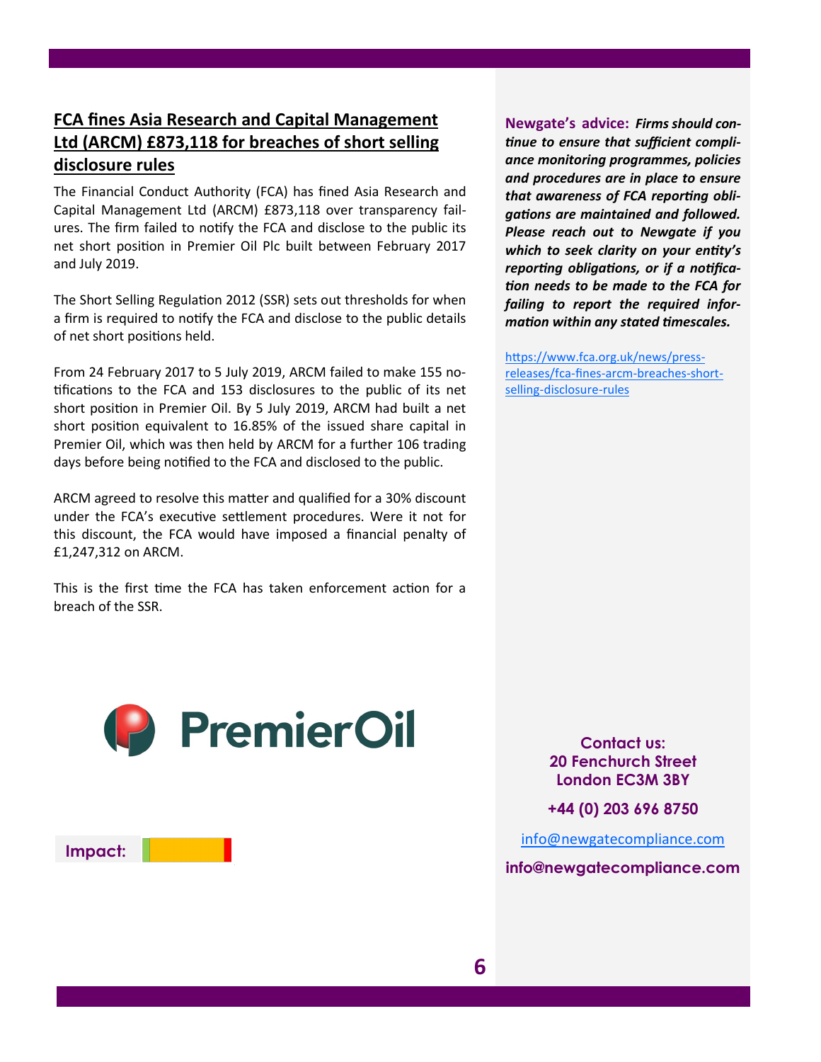## FCA fines Asia Research and Capital Management Ltd (ARCM) £873,118 for breaches of short selling disclosure rules

The Financial Conduct Authority (FCA) has fined Asia Research and Capital Management Ltd (ARCM) £873,118 over transparency failures. The firm failed to notify the FCA and disclose to the public its net short position in Premier Oil Plc built between February 2017 and July 2019.

The Short Selling Regulation 2012 (SSR) sets out thresholds for when a firm is required to notify the FCA and disclose to the public details of net short positions held.

From 24 February 2017 to 5 July 2019, ARCM failed to make 155 notifications to the FCA and 153 disclosures to the public of its net short position in Premier Oil. By 5 July 2019, ARCM had built a net short position equivalent to 16.85% of the issued share capital in Premier Oil, which was then held by ARCM for a further 106 trading days before being notified to the FCA and disclosed to the public.

ARCM agreed to resolve this matter and qualified for a 30% discount under the FCA's executive settlement procedures. Were it not for this discount, the FCA would have imposed a financial penalty of £1,247,312 on ARCM.

This is the first time the FCA has taken enforcement action for a breach of the SSR.

PremierOil

**Impact:**

**Newgate's advice:** ***Firms should continue to ensure that sufficient compliance monitoring programmes, policies and procedures are in place to ensure that awareness of FCA reporting obligations are maintained and followed. Please reach out to Newgate if you which to seek clarity on your entity's reporting obligations, or if a notification needs to be made to the FCA for failing to report the required information within any stated timescales.***

https://www.fca.org.uk/news/press-releases/fca-fines-arcm-breaches-short-selling-disclosure-rules

**Contact us:**
**20 Fenchurch Street**
**London EC3M 3BY**

**+44 (0) 203 696 8750**

info@newgatecompliance.com

**info@newgatecompliance.com**